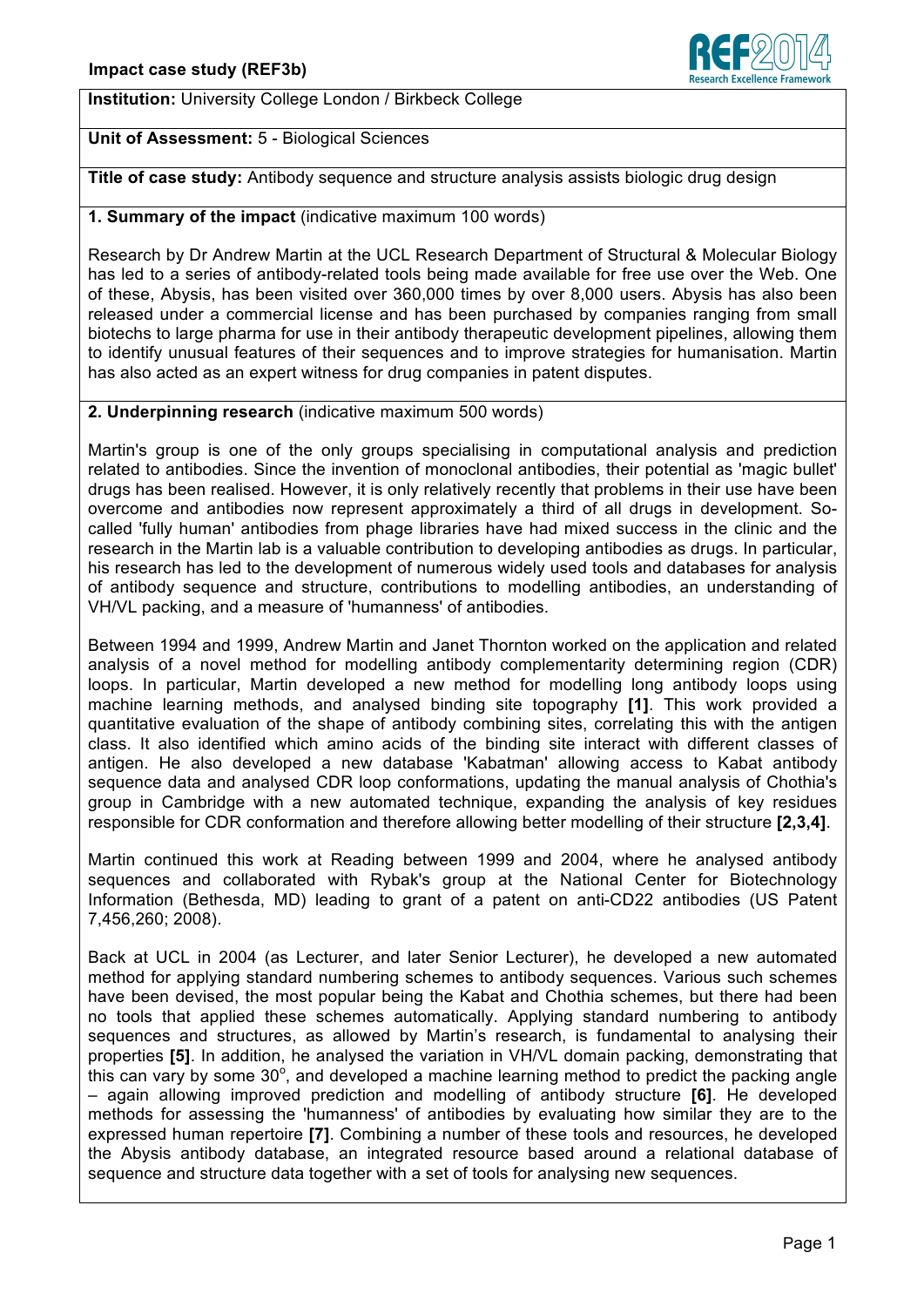**Impact case study (REF3b)**

**Institution:** University College London / Birkbeck College

**Unit of Assessment:** 5 - Biological Sciences

**Title of case study:** Antibody sequence and structure analysis assists biologic drug design

**1. Summary of the impact** (indicative maximum 100 words)

Research by Dr Andrew Martin at the UCL Research Department of Structural & Molecular Biology has led to a series of antibody-related tools being made available for free use over the Web. One of these, Abysis, has been visited over 360,000 times by over 8,000 users. Abysis has also been released under a commercial license and has been purchased by companies ranging from small biotechs to large pharma for use in their antibody therapeutic development pipelines, allowing them to identify unusual features of their sequences and to improve strategies for humanisation. Martin has also acted as an expert witness for drug companies in patent disputes.

**2. Underpinning research** (indicative maximum 500 words)

Martin's group is one of the only groups specialising in computational analysis and prediction related to antibodies. Since the invention of monoclonal antibodies, their potential as 'magic bullet' drugs has been realised. However, it is only relatively recently that problems in their use have been overcome and antibodies now represent approximately a third of all drugs in development. So-called 'fully human' antibodies from phage libraries have had mixed success in the clinic and the research in the Martin lab is a valuable contribution to developing antibodies as drugs. In particular, his research has led to the development of numerous widely used tools and databases for analysis of antibody sequence and structure, contributions to modelling antibodies, an understanding of VH/VL packing, and a measure of 'humanness' of antibodies.

Between 1994 and 1999, Andrew Martin and Janet Thornton worked on the application and related analysis of a novel method for modelling antibody complementarity determining region (CDR) loops. In particular, Martin developed a new method for modelling long antibody loops using machine learning methods, and analysed binding site topography **[1]**. This work provided a quantitative evaluation of the shape of antibody combining sites, correlating this with the antigen class. It also identified which amino acids of the binding site interact with different classes of antigen. He also developed a new database 'Kabatman' allowing access to Kabat antibody sequence data and analysed CDR loop conformations, updating the manual analysis of Chothia's group in Cambridge with a new automated technique, expanding the analysis of key residues responsible for CDR conformation and therefore allowing better modelling of their structure **[2,3,4]**.

Martin continued this work at Reading between 1999 and 2004, where he analysed antibody sequences and collaborated with Rybak's group at the National Center for Biotechnology Information (Bethesda, MD) leading to grant of a patent on anti-CD22 antibodies (US Patent 7,456,260; 2008).

Back at UCL in 2004 (as Lecturer, and later Senior Lecturer), he developed a new automated method for applying standard numbering schemes to antibody sequences. Various such schemes have been devised, the most popular being the Kabat and Chothia schemes, but there had been no tools that applied these schemes automatically. Applying standard numbering to antibody sequences and structures, as allowed by Martin's research, is fundamental to analysing their properties **[5]**. In addition, he analysed the variation in VH/VL domain packing, demonstrating that this can vary by some $30^{\circ}$, and developed a machine learning method to predict the packing angle – again allowing improved prediction and modelling of antibody structure **[6]**. He developed methods for assessing the 'humanness' of antibodies by evaluating how similar they are to the expressed human repertoire **[7]**. Combining a number of these tools and resources, he developed the Abysis antibody database, an integrated resource based around a relational database of sequence and structure data together with a set of tools for analysing new sequences.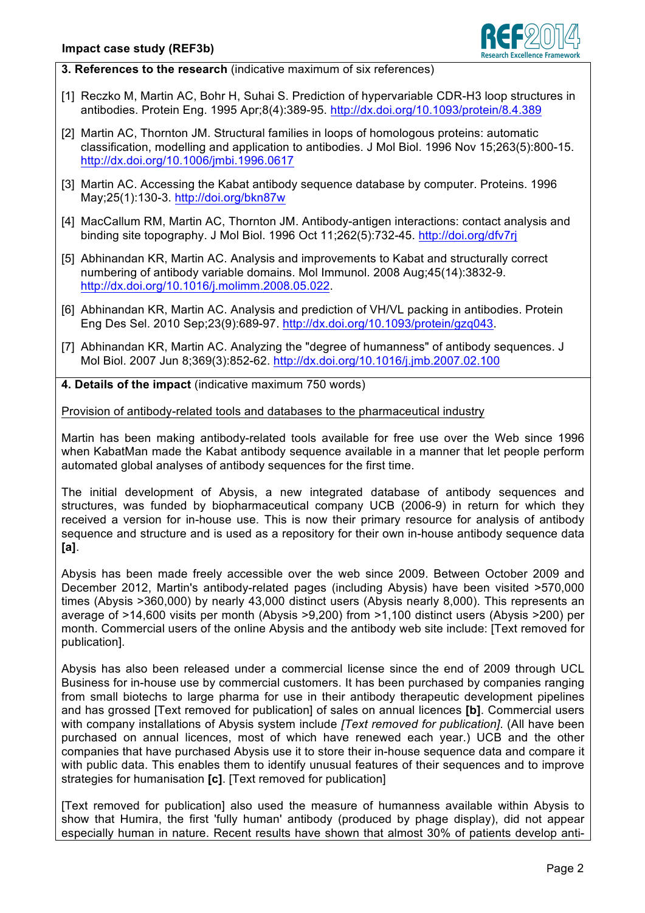**3. References to the research** (indicative maximum of six references)

[1] Reczko M, Martin AC, Bohr H, Suhai S. Prediction of hypervariable CDR-H3 loop structures in antibodies. Protein Eng. 1995 Apr;8(4):389-95. http://dx.doi.org/10.1093/protein/8.4.389

[2] Martin AC, Thornton JM. Structural families in loops of homologous proteins: automatic classification, modelling and application to antibodies. J Mol Biol. 1996 Nov 15;263(5):800-15. http://dx.doi.org/10.1006/jmbi.1996.0617

[3] Martin AC. Accessing the Kabat antibody sequence database by computer. Proteins. 1996 May;25(1):130-3. http://doi.org/bkn87w

[4] MacCallum RM, Martin AC, Thornton JM. Antibody-antigen interactions: contact analysis and binding site topography. J Mol Biol. 1996 Oct 11;262(5):732-45. http://doi.org/dfv7rj

[5] Abhinandan KR, Martin AC. Analysis and improvements to Kabat and structurally correct numbering of antibody variable domains. Mol Immunol. 2008 Aug;45(14):3832-9. http://dx.doi.org/10.1016/j.molimm.2008.05.022.

[6] Abhinandan KR, Martin AC. Analysis and prediction of VH/VL packing in antibodies. Protein Eng Des Sel. 2010 Sep;23(9):689-97. http://dx.doi.org/10.1093/protein/gzq043.

[7] Abhinandan KR, Martin AC. Analyzing the "degree of humanness" of antibody sequences. J Mol Biol. 2007 Jun 8;369(3):852-62. http://dx.doi.org/10.1016/j.jmb.2007.02.100

**4. Details of the impact** (indicative maximum 750 words)

Provision of antibody-related tools and databases to the pharmaceutical industry

Martin has been making antibody-related tools available for free use over the Web since 1996 when KabatMan made the Kabat antibody sequence available in a manner that let people perform automated global analyses of antibody sequences for the first time.

The initial development of Abysis, a new integrated database of antibody sequences and structures, was funded by biopharmaceutical company UCB (2006-9) in return for which they received a version for in-house use. This is now their primary resource for analysis of antibody sequence and structure and is used as a repository for their own in-house antibody sequence data **[a]**.

Abysis has been made freely accessible over the web since 2009. Between October 2009 and December 2012, Martin's antibody-related pages (including Abysis) have been visited >570,000 times (Abysis >360,000) by nearly 43,000 distinct users (Abysis nearly 8,000). This represents an average of >14,600 visits per month (Abysis >9,200) from >1,100 distinct users (Abysis >200) per month. Commercial users of the online Abysis and the antibody web site include: [Text removed for publication].

Abysis has also been released under a commercial license since the end of 2009 through UCL Business for in-house use by commercial customers. It has been purchased by companies ranging from small biotechs to large pharma for use in their antibody therapeutic development pipelines and has grossed [Text removed for publication] of sales on annual licences **[b]**. Commercial users with company installations of Abysis system include *[Text removed for publication]*. (All have been purchased on annual licences, most of which have renewed each year.) UCB and the other companies that have purchased Abysis use it to store their in-house sequence data and compare it with public data. This enables them to identify unusual features of their sequences and to improve strategies for humanisation **[c]**. [Text removed for publication]

[Text removed for publication] also used the measure of humanness available within Abysis to show that Humira, the first 'fully human' antibody (produced by phage display), did not appear especially human in nature. Recent results have shown that almost 30% of patients develop anti-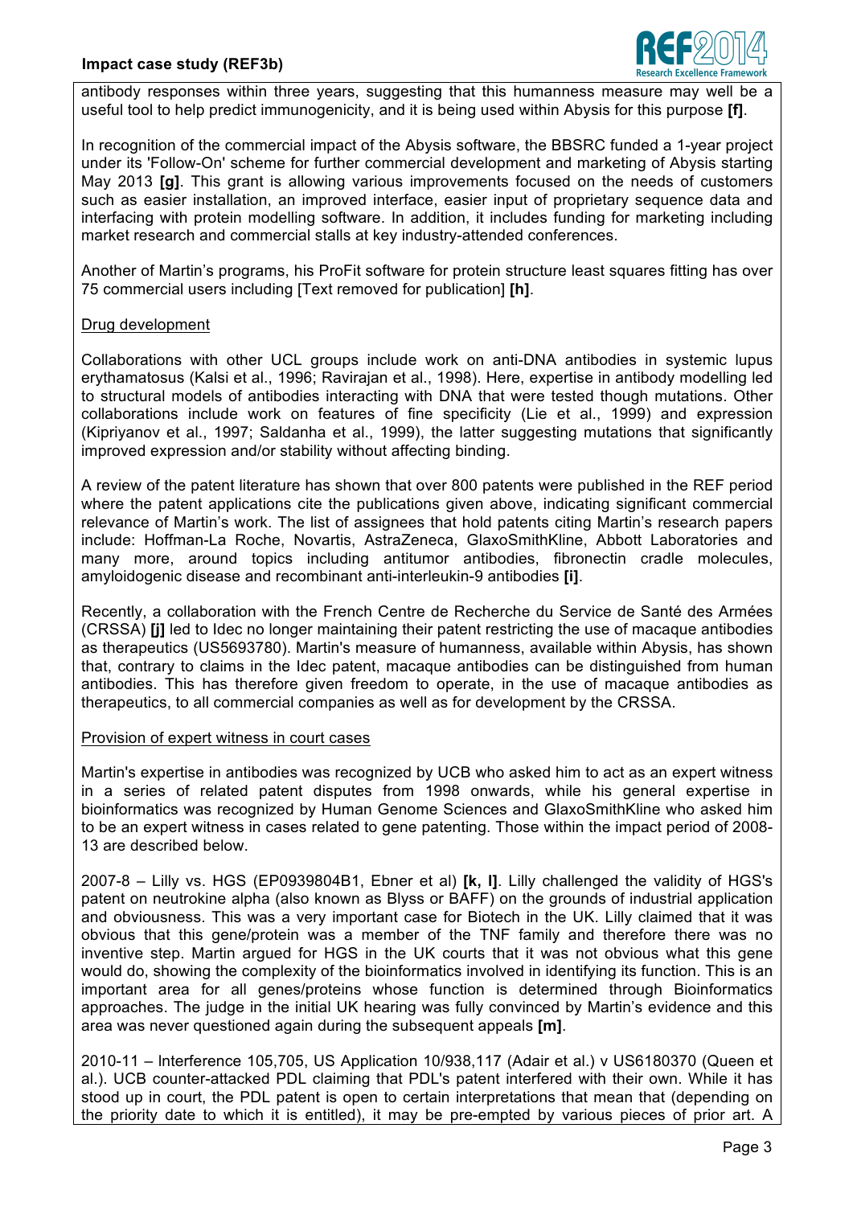antibody responses within three years, suggesting that this humanness measure may well be a useful tool to help predict immunogenicity, and it is being used within Abysis for this purpose **[f]**.

In recognition of the commercial impact of the Abysis software, the BBSRC funded a 1-year project under its 'Follow-On' scheme for further commercial development and marketing of Abysis starting May 2013 **[g]**. This grant is allowing various improvements focused on the needs of customers such as easier installation, an improved interface, easier input of proprietary sequence data and interfacing with protein modelling software. In addition, it includes funding for marketing including market research and commercial stalls at key industry-attended conferences.

Another of Martin's programs, his ProFit software for protein structure least squares fitting has over 75 commercial users including [Text removed for publication] **[h]**.

Drug development

Collaborations with other UCL groups include work on anti-DNA antibodies in systemic lupus erythamatosus (Kalsi et al., 1996; Ravirajan et al., 1998). Here, expertise in antibody modelling led to structural models of antibodies interacting with DNA that were tested though mutations. Other collaborations include work on features of fine specificity (Lie et al., 1999) and expression (Kipriyanov et al., 1997; Saldanha et al., 1999), the latter suggesting mutations that significantly improved expression and/or stability without affecting binding.

A review of the patent literature has shown that over 800 patents were published in the REF period where the patent applications cite the publications given above, indicating significant commercial relevance of Martin's work. The list of assignees that hold patents citing Martin's research papers include: Hoffman-La Roche, Novartis, AstraZeneca, GlaxoSmithKline, Abbott Laboratories and many more, around topics including antitumor antibodies, fibronectin cradle molecules, amyloidogenic disease and recombinant anti-interleukin-9 antibodies **[i]**.

Recently, a collaboration with the French Centre de Recherche du Service de Santé des Armées (CRSSA) **[j]** led to Idec no longer maintaining their patent restricting the use of macaque antibodies as therapeutics (US5693780). Martin's measure of humanness, available within Abysis, has shown that, contrary to claims in the Idec patent, macaque antibodies can be distinguished from human antibodies. This has therefore given freedom to operate, in the use of macaque antibodies as therapeutics, to all commercial companies as well as for development by the CRSSA.

Provision of expert witness in court cases

Martin's expertise in antibodies was recognized by UCB who asked him to act as an expert witness in a series of related patent disputes from 1998 onwards, while his general expertise in bioinformatics was recognized by Human Genome Sciences and GlaxoSmithKline who asked him to be an expert witness in cases related to gene patenting. Those within the impact period of 2008-13 are described below.

2007-8 – Lilly vs. HGS (EP0939804B1, Ebner et al) **[k, l]**. Lilly challenged the validity of HGS's patent on neutrokine alpha (also known as Blyss or BAFF) on the grounds of industrial application and obviousness. This was a very important case for Biotech in the UK. Lilly claimed that it was obvious that this gene/protein was a member of the TNF family and therefore there was no inventive step. Martin argued for HGS in the UK courts that it was not obvious what this gene would do, showing the complexity of the bioinformatics involved in identifying its function. This is an important area for all genes/proteins whose function is determined through Bioinformatics approaches. The judge in the initial UK hearing was fully convinced by Martin's evidence and this area was never questioned again during the subsequent appeals **[m]**.

2010-11 – Interference 105,705, US Application 10/938,117 (Adair et al.) v US6180370 (Queen et al.). UCB counter-attacked PDL claiming that PDL's patent interfered with their own. While it has stood up in court, the PDL patent is open to certain interpretations that mean that (depending on the priority date to which it is entitled), it may be pre-empted by various pieces of prior art. A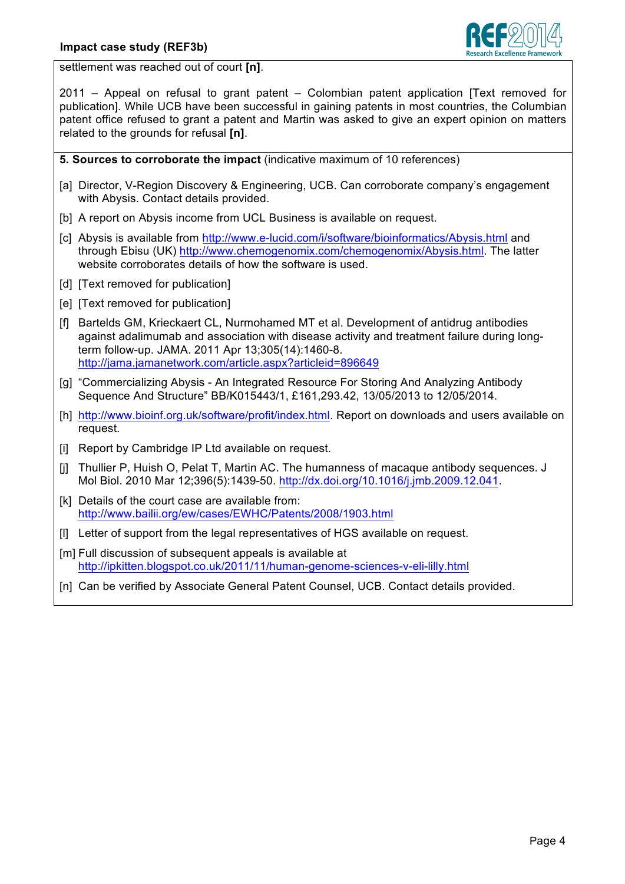settlement was reached out of court **[n]**.

2011 – Appeal on refusal to grant patent – Colombian patent application [Text removed for publication]. While UCB have been successful in gaining patents in most countries, the Columbian patent office refused to grant a patent and Martin was asked to give an expert opinion on matters related to the grounds for refusal **[n]**.

**5. Sources to corroborate the impact** (indicative maximum of 10 references)

[a] Director, V-Region Discovery & Engineering, UCB. Can corroborate company's engagement with Abysis. Contact details provided.

[b] A report on Abysis income from UCL Business is available on request.

[c] Abysis is available from http://www.e-lucid.com/i/software/bioinformatics/Abysis.html and through Ebisu (UK) http://www.chemogenomix.com/chemogenomix/Abysis.html. The latter website corroborates details of how the software is used.

[d] [Text removed for publication]

[e] [Text removed for publication]

[f] Bartelds GM, Krieckaert CL, Nurmohamed MT et al. Development of antidrug antibodies against adalimumab and association with disease activity and treatment failure during long-term follow-up. JAMA. 2011 Apr 13;305(14):1460-8. http://jama.jamanetwork.com/article.aspx?articleid=896649

[g] "Commercializing Abysis - An Integrated Resource For Storing And Analyzing Antibody Sequence And Structure" BB/K015443/1, £161,293.42, 13/05/2013 to 12/05/2014.

[h] http://www.bioinf.org.uk/software/profit/index.html. Report on downloads and users available on request.

[i] Report by Cambridge IP Ltd available on request.

[j] Thullier P, Huish O, Pelat T, Martin AC. The humanness of macaque antibody sequences. J Mol Biol. 2010 Mar 12;396(5):1439-50. http://dx.doi.org/10.1016/j.jmb.2009.12.041.

[k] Details of the court case are available from: http://www.bailii.org/ew/cases/EWHC/Patents/2008/1903.html

[l] Letter of support from the legal representatives of HGS available on request.

[m] Full discussion of subsequent appeals is available at http://ipkitten.blogspot.co.uk/2011/11/human-genome-sciences-v-eli-lilly.html

[n] Can be verified by Associate General Patent Counsel, UCB. Contact details provided.